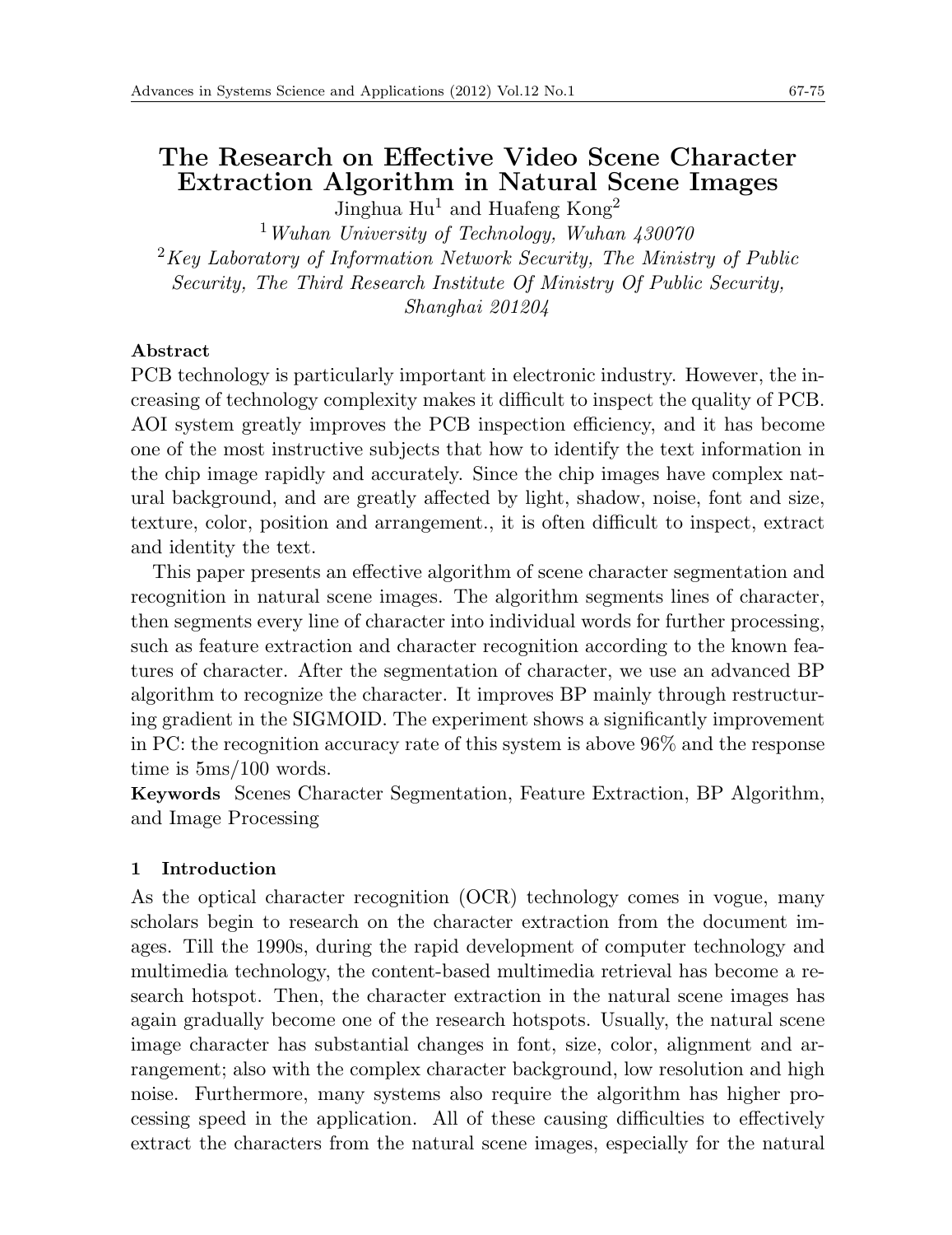# The Research on Effective Video Scene Character Extraction Algorithm in Natural Scene Images

Jinghua Hu[1] and Huafeng Kong[2]

[1] *Wuhan University of Technology, Wuhan 430070*

[2] *Key Laboratory of Information Network Security, The Ministry of Public Security, The Third Research Institute Of Ministry Of Public Security, Shanghai 201204*

**Abstract**

PCB technology is particularly important in electronic industry. However, the increasing of technology complexity makes it difficult to inspect the quality of PCB. AOI system greatly improves the PCB inspection efficiency, and it has become one of the most instructive subjects that how to identify the text information in the chip image rapidly and accurately. Since the chip images have complex natural background, and are greatly affected by light, shadow, noise, font and size, texture, color, position and arrangement., it is often difficult to inspect, extract and identity the text.

This paper presents an effective algorithm of scene character segmentation and recognition in natural scene images. The algorithm segments lines of character, then segments every line of character into individual words for further processing, such as feature extraction and character recognition according to the known features of character. After the segmentation of character, we use an advanced BP algorithm to recognize the character. It improves BP mainly through restructuring gradient in the SIGMOID. The experiment shows a significantly improvement in PC: the recognition accuracy rate of this system is above 96% and the response time is 5ms/100 words.

**Keywords** Scenes Character Segmentation, Feature Extraction, BP Algorithm, and Image Processing

## 1 Introduction

As the optical character recognition (OCR) technology comes in vogue, many scholars begin to research on the character extraction from the document images. Till the 1990s, during the rapid development of computer technology and multimedia technology, the content-based multimedia retrieval has become a research hotspot. Then, the character extraction in the natural scene images has again gradually become one of the research hotspots. Usually, the natural scene image character has substantial changes in font, size, color, alignment and arrangement; also with the complex character background, low resolution and high noise. Furthermore, many systems also require the algorithm has higher processing speed in the application. All of these causing difficulties to effectively extract the characters from the natural scene images, especially for the natural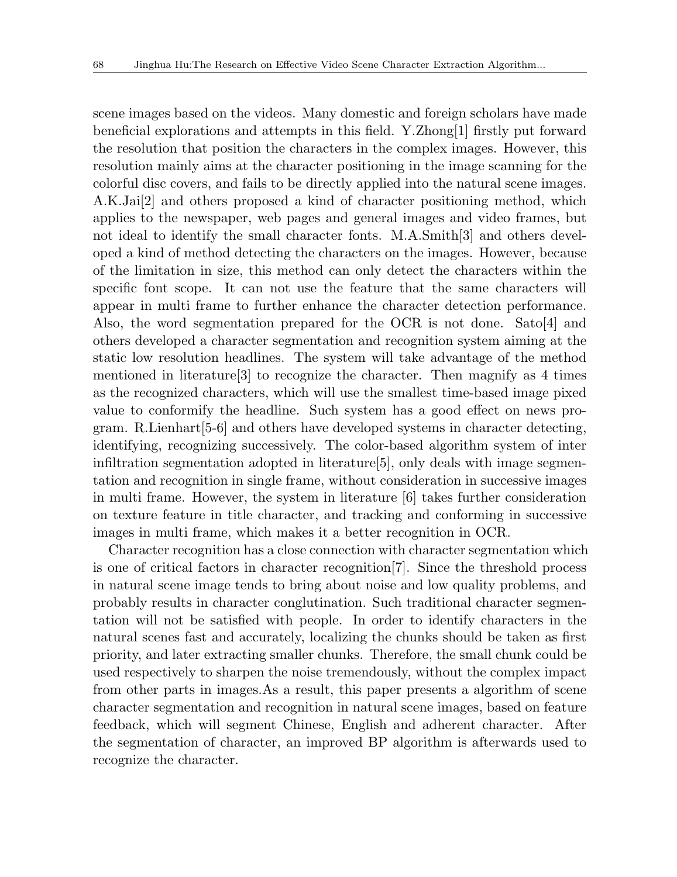scene images based on the videos. Many domestic and foreign scholars have made beneficial explorations and attempts in this field. Y.Zhong[1] firstly put forward the resolution that position the characters in the complex images. However, this resolution mainly aims at the character positioning in the image scanning for the colorful disc covers, and fails to be directly applied into the natural scene images. A.K.Jai[2] and others proposed a kind of character positioning method, which applies to the newspaper, web pages and general images and video frames, but not ideal to identify the small character fonts. M.A.Smith[3] and others developed a kind of method detecting the characters on the images. However, because of the limitation in size, this method can only detect the characters within the specific font scope. It can not use the feature that the same characters will appear in multi frame to further enhance the character detection performance. Also, the word segmentation prepared for the OCR is not done. Sato[4] and others developed a character segmentation and recognition system aiming at the static low resolution headlines. The system will take advantage of the method mentioned in literature[3] to recognize the character. Then magnify as 4 times as the recognized characters, which will use the smallest time-based image pixed value to conformify the headline. Such system has a good effect on news program. R.Lienhart[5-6] and others have developed systems in character detecting, identifying, recognizing successively. The color-based algorithm system of inter infiltration segmentation adopted in literature[5], only deals with image segmentation and recognition in single frame, without consideration in successive images in multi frame. However, the system in literature [6] takes further consideration on texture feature in title character, and tracking and conforming in successive images in multi frame, which makes it a better recognition in OCR.

Character recognition has a close connection with character segmentation which is one of critical factors in character recognition[7]. Since the threshold process in natural scene image tends to bring about noise and low quality problems, and probably results in character conglutination. Such traditional character segmentation will not be satisfied with people. In order to identify characters in the natural scenes fast and accurately, localizing the chunks should be taken as first priority, and later extracting smaller chunks. Therefore, the small chunk could be used respectively to sharpen the noise tremendously, without the complex impact from other parts in images.As a result, this paper presents a algorithm of scene character segmentation and recognition in natural scene images, based on feature feedback, which will segment Chinese, English and adherent character. After the segmentation of character, an improved BP algorithm is afterwards used to recognize the character.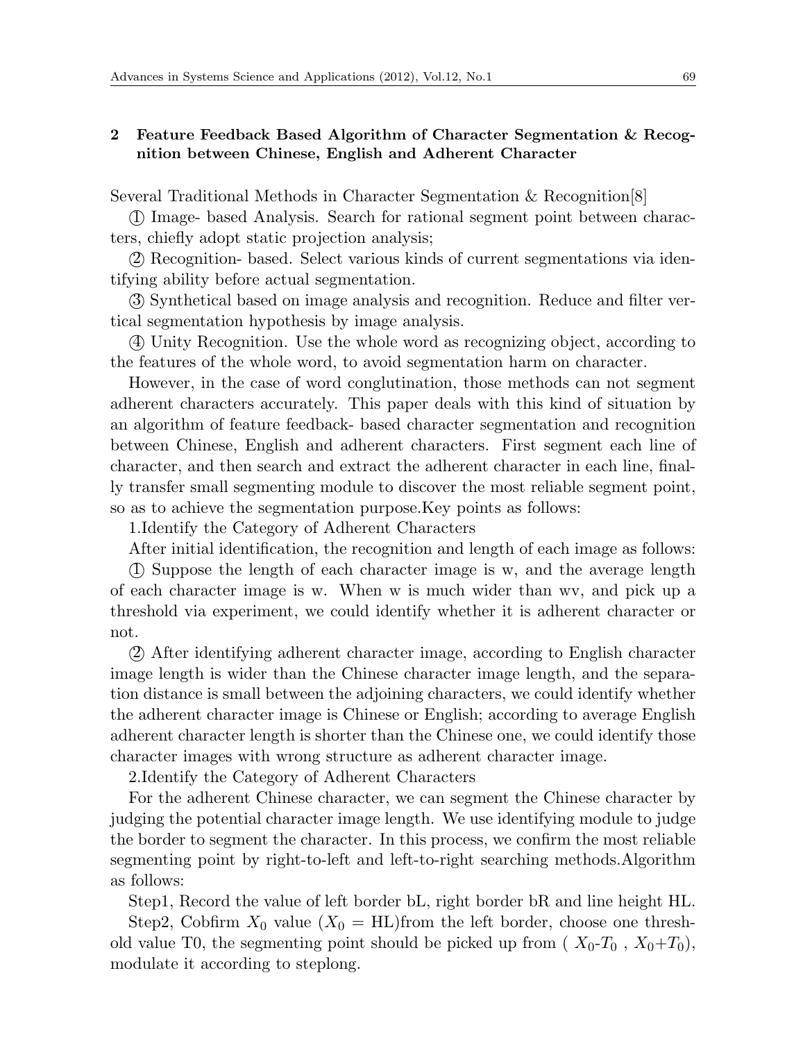## 2 Feature Feedback Based Algorithm of Character Segmentation & Recognition between Chinese, English and Adherent Character

Several Traditional Methods in Character Segmentation & Recognition[8]

① Image- based Analysis. Search for rational segment point between characters, chiefly adopt static projection analysis;

② Recognition- based. Select various kinds of current segmentations via identifying ability before actual segmentation.

③ Synthetical based on image analysis and recognition. Reduce and filter vertical segmentation hypothesis by image analysis.

④ Unity Recognition. Use the whole word as recognizing object, according to the features of the whole word, to avoid segmentation harm on character.

However, in the case of word conglutination, those methods can not segment adherent characters accurately. This paper deals with this kind of situation by an algorithm of feature feedback- based character segmentation and recognition between Chinese, English and adherent characters. First segment each line of character, and then search and extract the adherent character in each line, finally transfer small segmenting module to discover the most reliable segment point, so as to achieve the segmentation purpose.Key points as follows:

1.Identify the Category of Adherent Characters

After initial identification, the recognition and length of each image as follows:

① Suppose the length of each character image is w, and the average length of each character image is w. When w is much wider than wv, and pick up a threshold via experiment, we could identify whether it is adherent character or not.

② After identifying adherent character image, according to English character image length is wider than the Chinese character image length, and the separation distance is small between the adjoining characters, we could identify whether the adherent character image is Chinese or English; according to average English adherent character length is shorter than the Chinese one, we could identify those character images with wrong structure as adherent character image.

2.Identify the Category of Adherent Characters

For the adherent Chinese character, we can segment the Chinese character by judging the potential character image length. We use identifying module to judge the border to segment the character. In this process, we confirm the most reliable segmenting point by right-to-left and left-to-right searching methods.Algorithm as follows:

Step1, Record the value of left border bL, right border bR and line height HL.

Step2, Cobfirm $X_0$ value ($X_0$ = HL)from the left border, choose one threshold value T0, the segmenting point should be picked up from ( $X_0$-$T_0$ , $X_0$+$T_0$), modulate it according to steplong.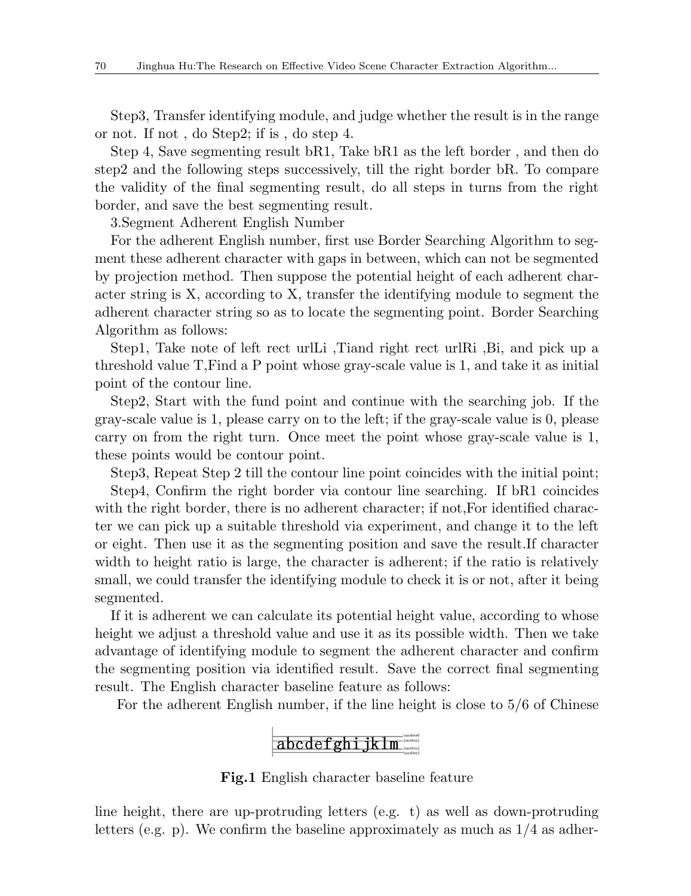Step3, Transfer identifying module, and judge whether the result is in the range or not. If not , do Step2; if is , do step 4.

Step 4, Save segmenting result bR1, Take bR1 as the left border , and then do step2 and the following steps successively, till the right border bR. To compare the validity of the final segmenting result, do all steps in turns from the right border, and save the best segmenting result.

3.Segment Adherent English Number

For the adherent English number, first use Border Searching Algorithm to segment these adherent character with gaps in between, which can not be segmented by projection method. Then suppose the potential height of each adherent character string is X, according to X, transfer the identifying module to segment the adherent character string so as to locate the segmenting point. Border Searching Algorithm as follows:

Step1, Take note of left rect urlLi ,Tiand right rect urlRi ,Bi, and pick up a threshold value T,Find a P point whose gray-scale value is 1, and take it as initial point of the contour line.

Step2, Start with the fund point and continue with the searching job. If the gray-scale value is 1, please carry on to the left; if the gray-scale value is 0, please carry on from the right turn. Once meet the point whose gray-scale value is 1, these points would be contour point.

Step3, Repeat Step 2 till the contour line point coincides with the initial point;

Step4, Confirm the right border via contour line searching. If bR1 coincides with the right border, there is no adherent character; if not,For identified character we can pick up a suitable threshold via experiment, and change it to the left or eight. Then use it as the segmenting position and save the result.If character width to height ratio is large, the character is adherent; if the ratio is relatively small, we could transfer the identifying module to check it is or not, after it being segmented.

If it is adherent we can calculate its potential height value, according to whose height we adjust a threshold value and use it as its possible width. Then we take advantage of identifying module to segment the adherent character and confirm the segmenting position via identified result. Save the correct final segmenting result. The English character baseline feature as follows:

For the adherent English number, if the line height is close to 5/6 of Chinese

**Fig.1** English character baseline feature

line height, there are up-protruding letters (e.g. t) as well as down-protruding letters (e.g. p). We confirm the baseline approximately as much as 1/4 as adher-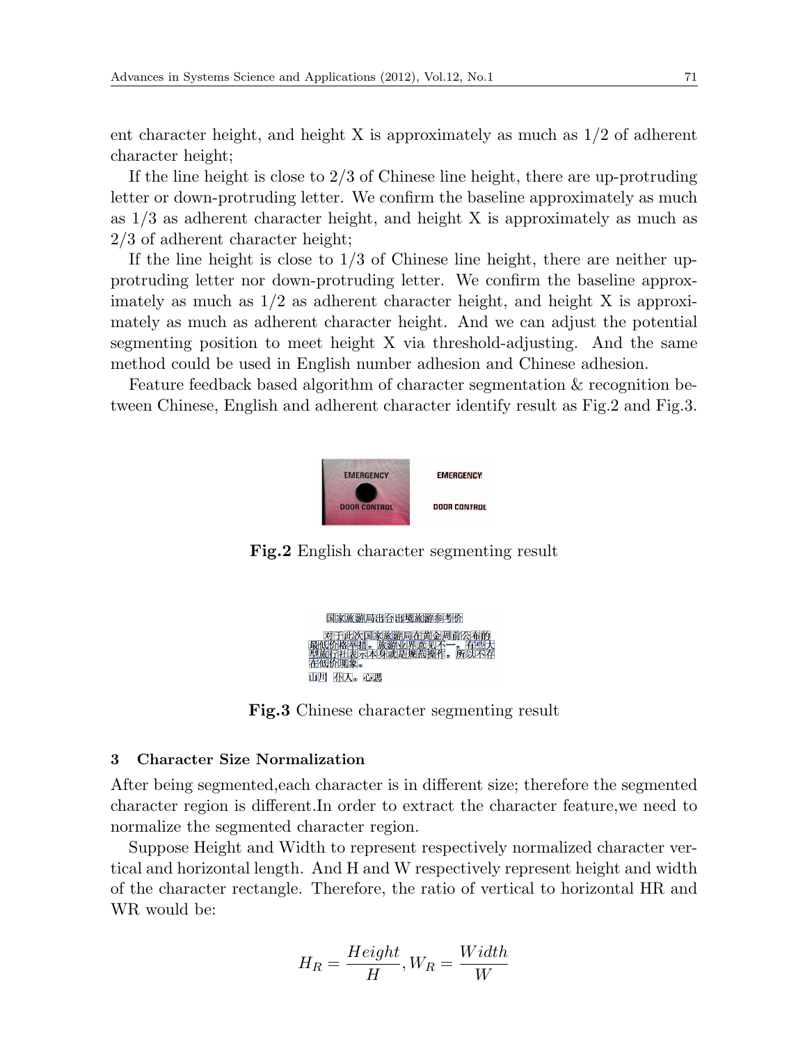ent character height, and height X is approximately as much as 1/2 of adherent character height;

If the line height is close to 2/3 of Chinese line height, there are up-protruding letter or down-protruding letter. We confirm the baseline approximately as much as 1/3 as adherent character height, and height X is approximately as much as 2/3 of adherent character height;

If the line height is close to 1/3 of Chinese line height, there are neither up-protruding letter nor down-protruding letter. We confirm the baseline approximately as much as 1/2 as adherent character height, and height X is approximately as much as adherent character height. And we can adjust the potential segmenting position to meet height X via threshold-adjusting. And the same method could be used in English number adhesion and Chinese adhesion.

Feature feedback based algorithm of character segmentation & recognition between Chinese, English and adherent character identify result as Fig.2 and Fig.3.

**Fig.2** English character segmenting result

**Fig.3** Chinese character segmenting result

### 3 Character Size Normalization

After being segmented,each character is in different size; therefore the segmented character region is different.In order to extract the character feature,we need to normalize the segmented character region.

Suppose Height and Width to represent respectively normalized character vertical and horizontal length. And H and W respectively represent height and width of the character rectangle. Therefore, the ratio of vertical to horizontal HR and WR would be:

$$H_R = \frac{Height}{H}, W_R = \frac{Width}{W}$$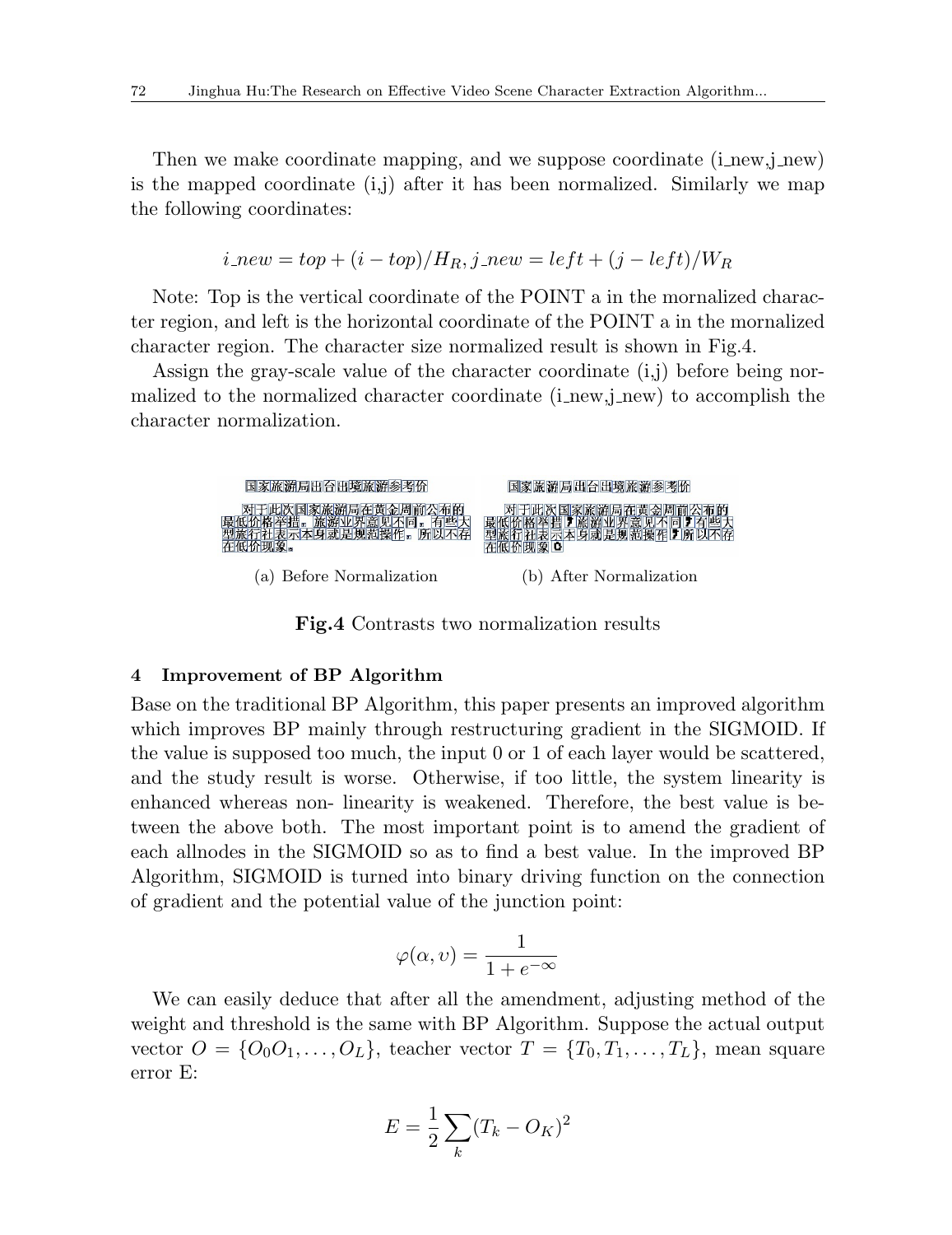Then we make coordinate mapping, and we suppose coordinate (i_new,j_new) is the mapped coordinate (i,j) after it has been normalized. Similarly we map the following coordinates:

$$i\_new = top + (i - top)/H_R, j\_new = left + (j - left)/W_R$$

Note: Top is the vertical coordinate of the POINT a in the mornalized character region, and left is the horizontal coordinate of the POINT a in the mornalized character region. The character size normalized result is shown in Fig.4.

Assign the gray-scale value of the character coordinate (i,j) before being normalized to the normalized character coordinate (i_new,j_new) to accomplish the character normalization.

(a) Before Normalization

(b) After Normalization

**Fig.4** Contrasts two normalization results

## 4 Improvement of BP Algorithm

Base on the traditional BP Algorithm, this paper presents an improved algorithm which improves BP mainly through restructuring gradient in the SIGMOID. If the value is supposed too much, the input 0 or 1 of each layer would be scattered, and the study result is worse. Otherwise, if too little, the system linearity is enhanced whereas non- linearity is weakened. Therefore, the best value is between the above both. The most important point is to amend the gradient of each allnodes in the SIGMOID so as to find a best value. In the improved BP Algorithm, SIGMOID is turned into binary driving function on the connection of gradient and the potential value of the junction point:

$$\varphi(\alpha, \upsilon) = \frac{1}{1 + e^{-\infty}}$$

We can easily deduce that after all the amendment, adjusting method of the weight and threshold is the same with BP Algorithm. Suppose the actual output vector $O = \{O_0 O_1, \ldots, O_L\}$, teacher vector $T = \{T_0, T_1, \ldots, T_L\}$, mean square error E:

$$E = \frac{1}{2} \sum_k (T_k - O_K)^2$$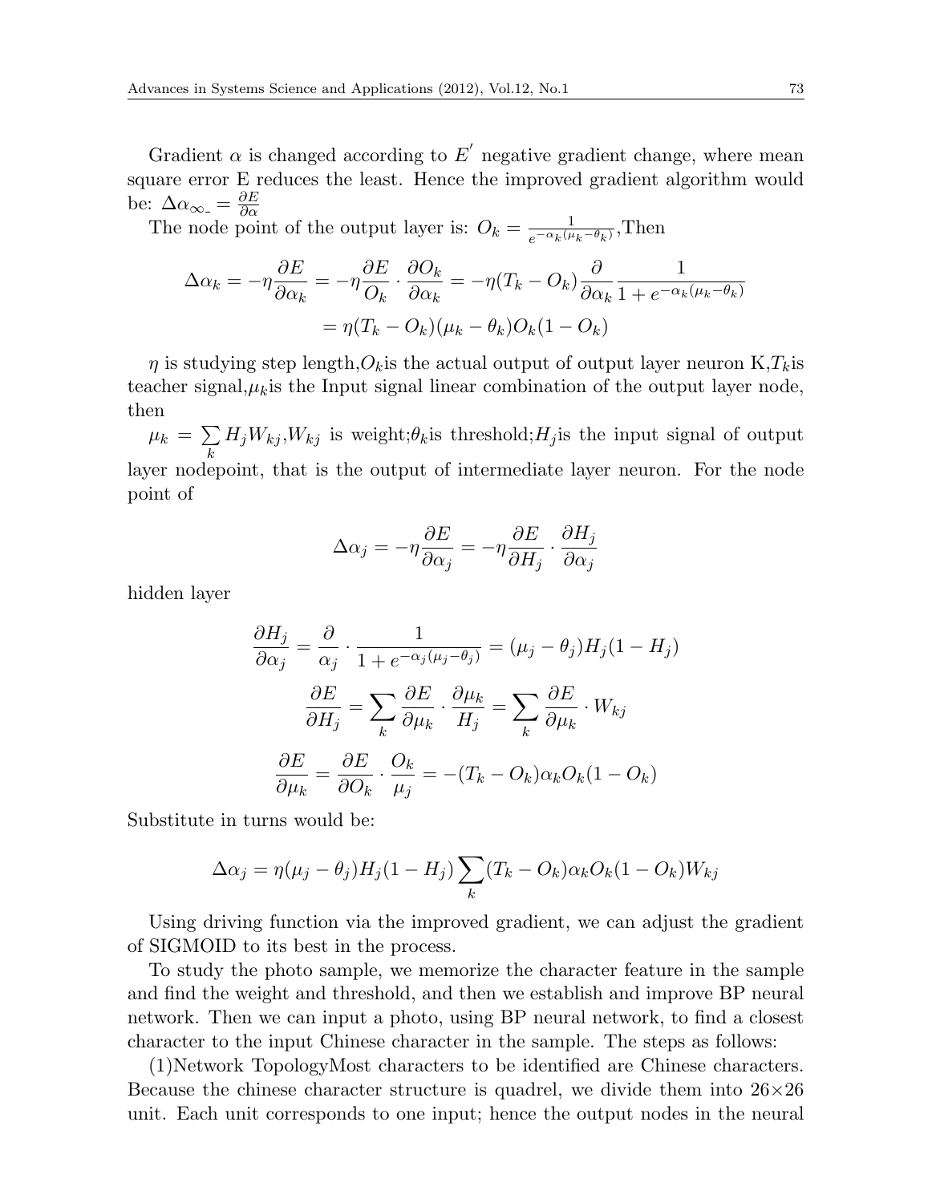Gradient $\alpha$ is changed according to $E'$ negative gradient change, where mean square error E reduces the least. Hence the improved gradient algorithm would be: $\Delta\alpha_{\infty_-} = \frac{\partial E}{\partial \alpha}$

The node point of the output layer is: $O_k = \frac{1}{e^{-\alpha_k(\mu_k - \theta_k)}}$,Then

$$\Delta\alpha_k = -\eta\frac{\partial E}{\partial \alpha_k} = -\eta\frac{\partial E}{O_k}\cdot\frac{\partial O_k}{\partial \alpha_k} = -\eta(T_k - O_k)\frac{\partial}{\partial \alpha_k}\frac{1}{1+e^{-\alpha_k(\mu_k-\theta_k)}}$$
$$= \eta(T_k - O_k)(\mu_k - \theta_k)O_k(1-O_k)$$

$\eta$ is studying step length,$O_k$is the actual output of output layer neuron K,$T_k$is teacher signal,$\mu_k$is the Input signal linear combination of the output layer node, then

$\mu_k = \sum_k H_j W_{kj}$,$W_{kj}$ is weight;$\theta_k$is threshold;$H_j$is the input signal of output layer nodepoint, that is the output of intermediate layer neuron. For the node point of

$$\Delta\alpha_j = -\eta\frac{\partial E}{\partial \alpha_j} = -\eta\frac{\partial E}{\partial H_j}\cdot\frac{\partial H_j}{\partial \alpha_j}$$

hidden layer

$$\frac{\partial H_j}{\partial \alpha_j} = \frac{\partial}{\alpha_j}\cdot\frac{1}{1+e^{-\alpha_j(\mu_j-\theta_j)}} = (\mu_j - \theta_j)H_j(1-H_j)$$

$$\frac{\partial E}{\partial H_j} = \sum_k \frac{\partial E}{\partial \mu_k}\cdot\frac{\partial \mu_k}{H_j} = \sum_k \frac{\partial E}{\partial \mu_k}\cdot W_{kj}$$

$$\frac{\partial E}{\partial \mu_k} = \frac{\partial E}{\partial O_k}\cdot\frac{O_k}{\mu_j} = -(T_k - O_k)\alpha_k O_k(1-O_k)$$

Substitute in turns would be:

$$\Delta\alpha_j = \eta(\mu_j - \theta_j)H_j(1-H_j)\sum_k (T_k - O_k)\alpha_k O_k(1-O_k)W_{kj}$$

Using driving function via the improved gradient, we can adjust the gradient of SIGMOID to its best in the process.

To study the photo sample, we memorize the character feature in the sample and find the weight and threshold, and then we establish and improve BP neural network. Then we can input a photo, using BP neural network, to find a closest character to the input Chinese character in the sample. The steps as follows:

(1)Network TopologyMost characters to be identified are Chinese characters. Because the chinese character structure is quadrel, we divide them into 26×26 unit. Each unit corresponds to one input; hence the output nodes in the neural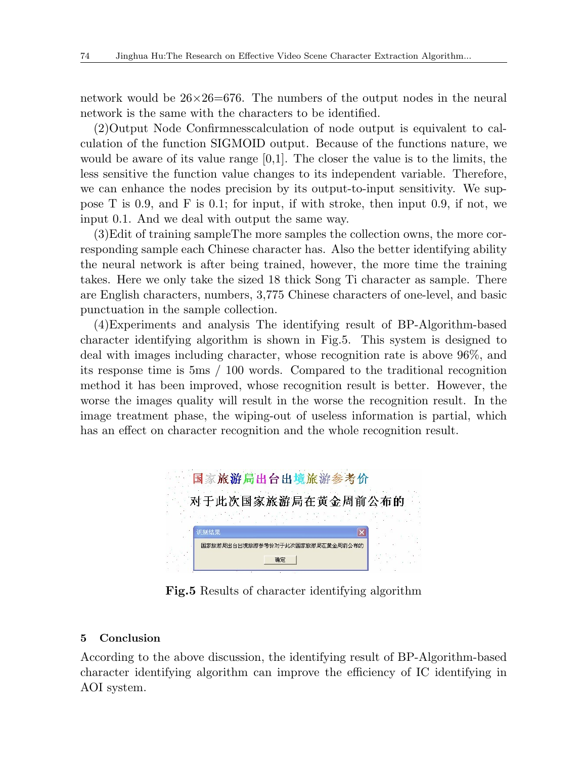network would be 26×26=676. The numbers of the output nodes in the neural network is the same with the characters to be identified.

(2)Output Node Confirmnesscalculation of node output is equivalent to calculation of the function SIGMOID output. Because of the functions nature, we would be aware of its value range [0,1]. The closer the value is to the limits, the less sensitive the function value changes to its independent variable. Therefore, we can enhance the nodes precision by its output-to-input sensitivity. We suppose T is 0.9, and F is 0.1; for input, if with stroke, then input 0.9, if not, we input 0.1. And we deal with output the same way.

(3)Edit of training sampleThe more samples the collection owns, the more corresponding sample each Chinese character has. Also the better identifying ability the neural network is after being trained, however, the more time the training takes. Here we only take the sized 18 thick Song Ti character as sample. There are English characters, numbers, 3,775 Chinese characters of one-level, and basic punctuation in the sample collection.

(4)Experiments and analysis The identifying result of BP-Algorithm-based character identifying algorithm is shown in Fig.5. This system is designed to deal with images including character, whose recognition rate is above 96%, and its response time is 5ms / 100 words. Compared to the traditional recognition method it has been improved, whose recognition result is better. However, the worse the images quality will result in the worse the recognition result. In the image treatment phase, the wiping-out of useless information is partial, which has an effect on character recognition and the whole recognition result.

国家旅游局出台出境旅游参考价

对于此次国家旅游局在黄金周前公布的

识别结果

国家旅游局出台出境旅游参考价对于此次国家旅游局在黄金周前公布的

确定

**Fig.5** Results of character identifying algorithm

## 5 Conclusion

According to the above discussion, the identifying result of BP-Algorithm-based character identifying algorithm can improve the efficiency of IC identifying in AOI system.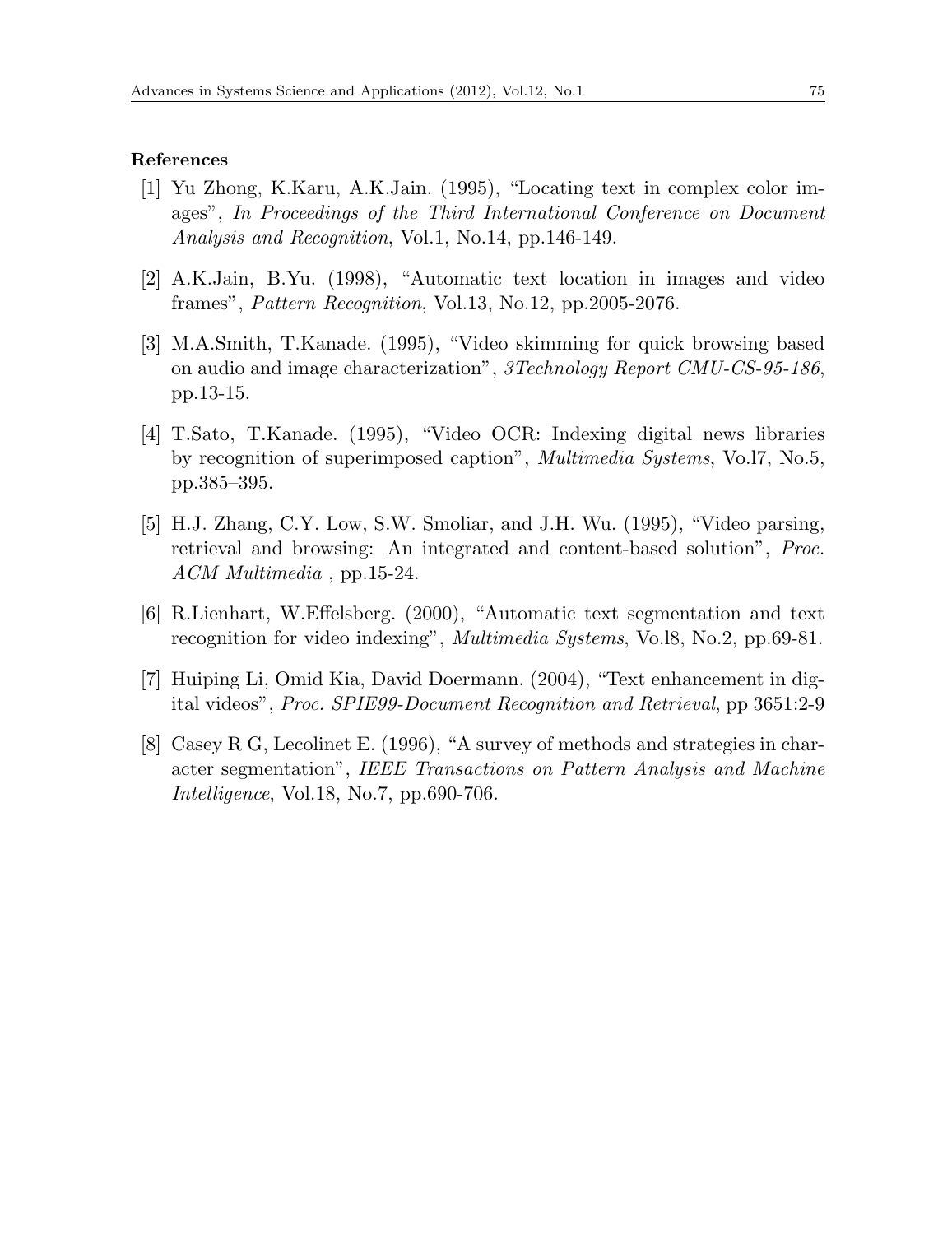**References**

[1] Yu Zhong, K.Karu, A.K.Jain. (1995), "Locating text in complex color images", *In Proceedings of the Third International Conference on Document Analysis and Recognition*, Vol.1, No.14, pp.146-149.

[2] A.K.Jain, B.Yu. (1998), "Automatic text location in images and video frames", *Pattern Recognition*, Vol.13, No.12, pp.2005-2076.

[3] M.A.Smith, T.Kanade. (1995), "Video skimming for quick browsing based on audio and image characterization", *3Technology Report CMU-CS-95-186*, pp.13-15.

[4] T.Sato, T.Kanade. (1995), "Video OCR: Indexing digital news libraries by recognition of superimposed caption", *Multimedia Systems*, Vo.l7, No.5, pp.385–395.

[5] H.J. Zhang, C.Y. Low, S.W. Smoliar, and J.H. Wu. (1995), "Video parsing, retrieval and browsing: An integrated and content-based solution", *Proc. ACM Multimedia* , pp.15-24.

[6] R.Lienhart, W.Effelsberg. (2000), "Automatic text segmentation and text recognition for video indexing", *Multimedia Systems*, Vo.l8, No.2, pp.69-81.

[7] Huiping Li, Omid Kia, David Doermann. (2004), "Text enhancement in digital videos", *Proc. SPIE99-Document Recognition and Retrieval*, pp 3651:2-9

[8] Casey R G, Lecolinet E. (1996), "A survey of methods and strategies in character segmentation", *IEEE Transactions on Pattern Analysis and Machine Intelligence*, Vol.18, No.7, pp.690-706.